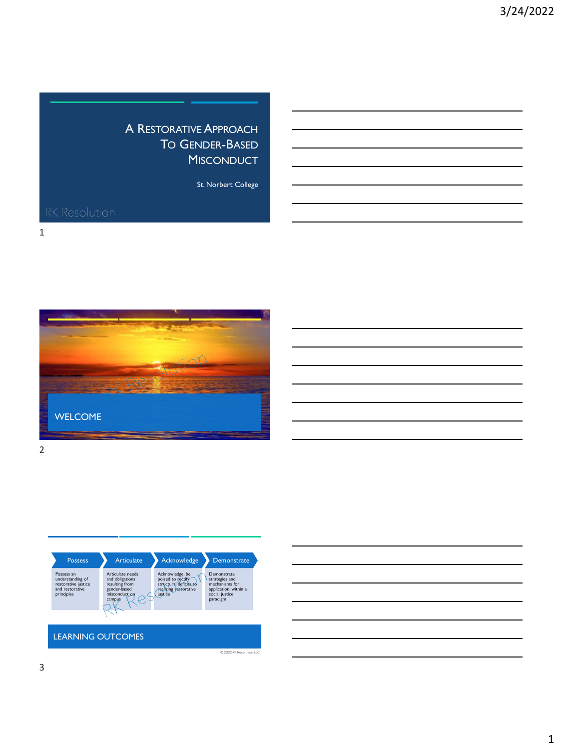# A Restorative Approach To Gender-Based Misconduct

St. Norbert College

RK Resolution

## WELCOME

## LEARNING OUTCOMES

| Possess | Articulate | Acknowledge | Demonstrate |
| --- | --- | --- | --- |
| Possess an understanding of restorative justice and restorative principles | Articulate needs and obligations resulting from gender-based misconduct on campus | Acknowledge, be poised to rectify structural deficits to realizing restorative justice | Demonstrate strategies and mechanisms for application, within a social justice paradigm |

© 2022 RK Resolution LLC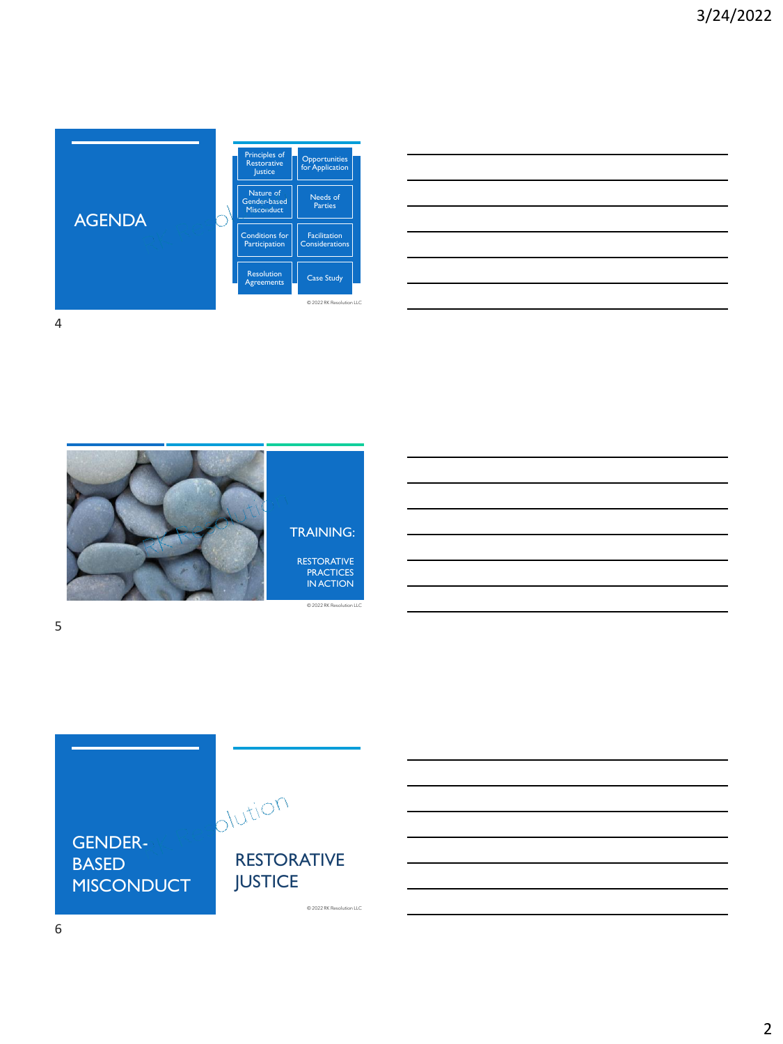## AGENDA

- Principles of Restorative Justice
- Opportunities for Application
- Nature of Gender-based Misconduct
- Needs of Parties
- Conditions for Participation
- Facilitation Considerations
- Resolution Agreements
- Case Study

© 2022 RK Resolution LLC

## TRAINING:

RESTORATIVE PRACTICES IN ACTION

© 2022 RK Resolution LLC

## GENDER-BASED MISCONDUCT

## RESTORATIVE JUSTICE

© 2022 RK Resolution LLC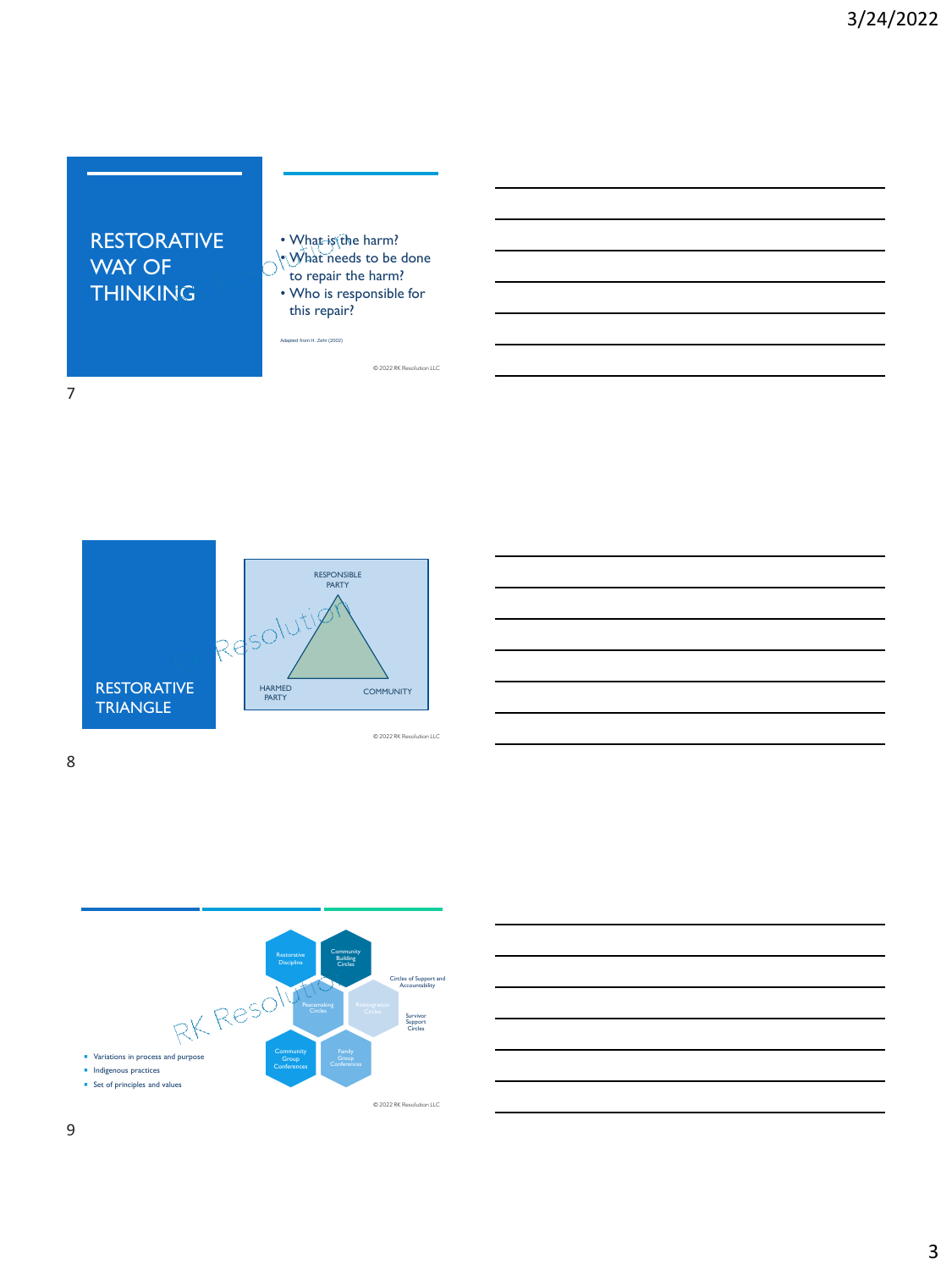## RESTORATIVE WAY OF THINKING

- What is the harm?
- What needs to be done to repair the harm?
- Who is responsible for this repair?

Adapted from H. Zehr (2002)

© 2022 RK Resolution LLC

## RESTORATIVE TRIANGLE

RESPONSIBLE PARTY

HARMED PARTY

COMMUNITY

© 2022 RK Resolution LLC

Restorative Discipline

Community Building Circles

Circles of Support and Accountability

Peacemaking Circles

Reintegration Circles

Survivor Support Circles

Community Group Conferences

Family Group Conferences

- Variations in process and purpose
- Indigenous practices
- Set of principles and values

© 2022 RK Resolution LLC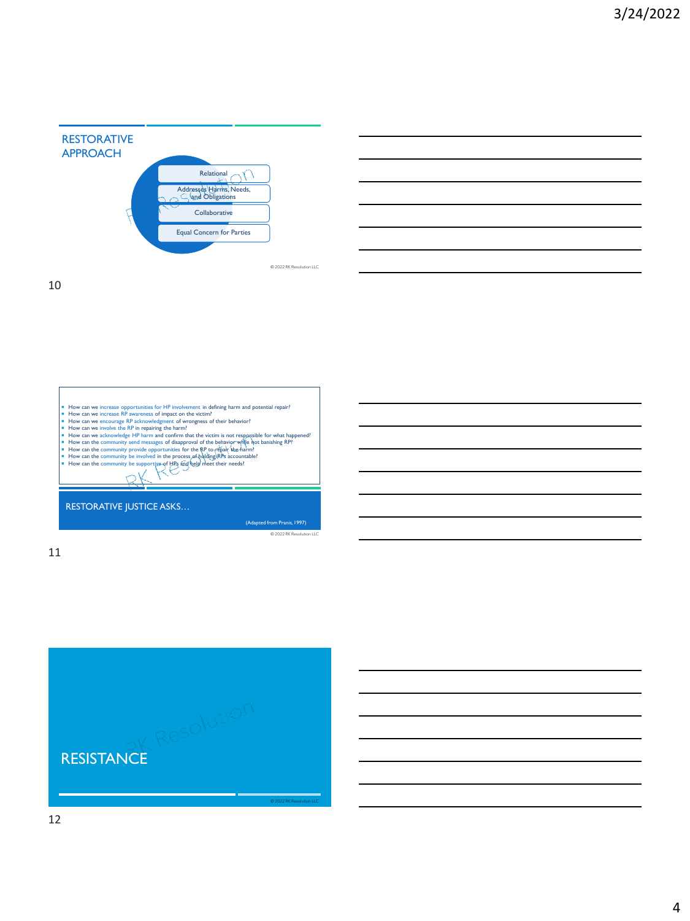## RESTORATIVE APPROACH

- Relational
- Addresses Harms, Needs, and Obligations
- Collaborative
- Equal Concern for Parties

© 2022 RK Resolution LLC

## RESTORATIVE JUSTICE ASKS…

- How can we increase opportunities for HP involvement in defining harm and potential repair?
- How can we increase RP awareness of impact on the victim?
- How can we encourage RP acknowledgment of wrongness of their behavior?
- How can we involve the RP in repairing the harm?
- How can we acknowledge HP harm and confirm that the victim is not responsible for what happened?
- How can the community send messages of disapproval of the behavior while not banishing RP?
- How can the community provide opportunities for the RP to repair the harm?
- How can the community be involved in the process of holding RPs accountable?
- How can the community be supportive of HPs and help meet their needs?

(Adapted from Pranis, 1997)

© 2022 RK Resolution LLC

## RESISTANCE

© 2022 RK Resolution LLC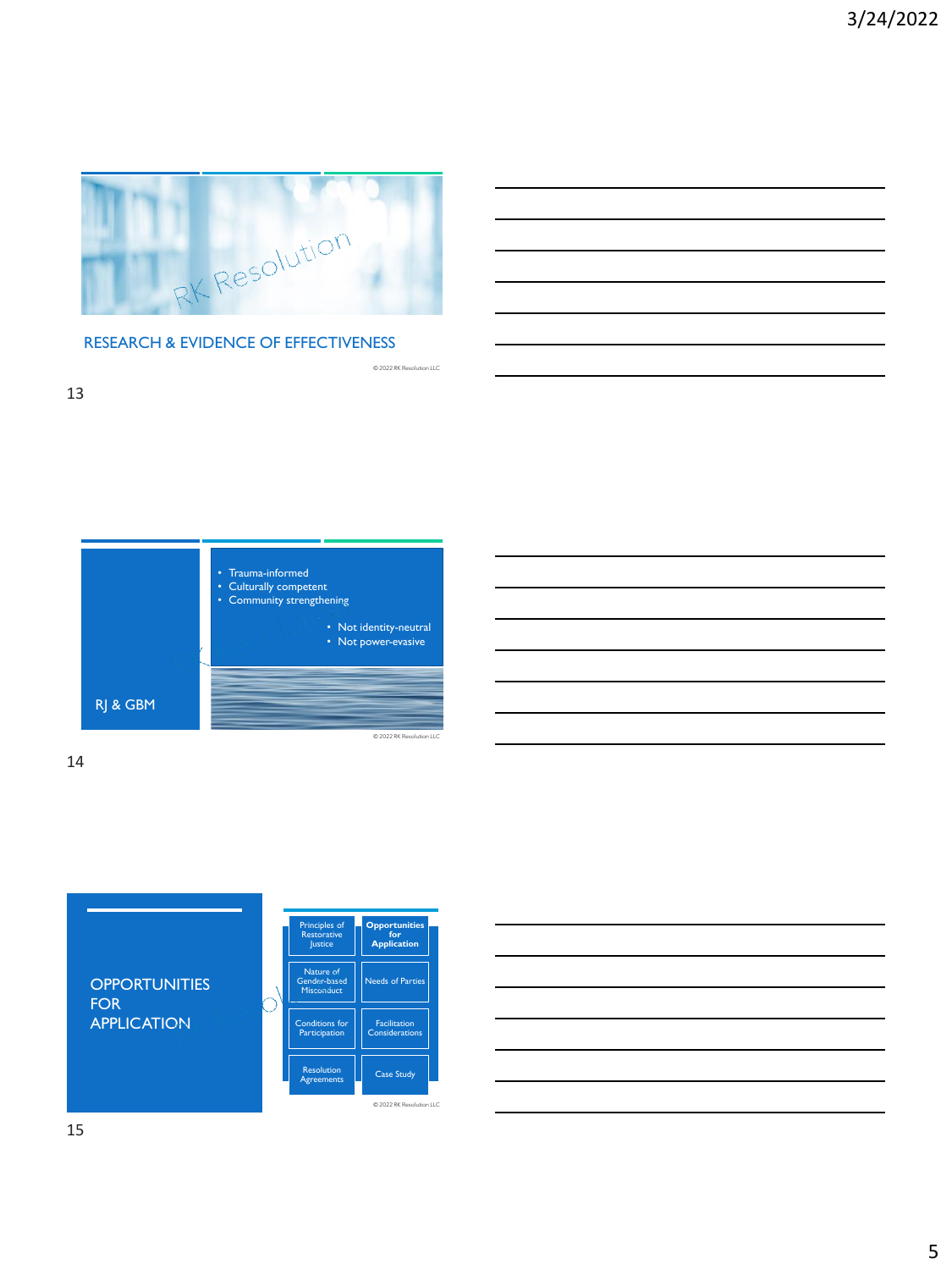## RESEARCH & EVIDENCE OF EFFECTIVENESS

© 2022 RK Resolution LLC

## RJ & GBM

- Trauma-informed
- Culturally competent
- Community strengthening
  - Not identity-neutral
  - Not power-evasive

© 2022 RK Resolution LLC

## OPPORTUNITIES FOR APPLICATION

| | |
|---|---|
| Principles of Restorative Justice | **Opportunities for Application** |
| Nature of Gender-based Misconduct | Needs of Parties |
| Conditions for Participation | Facilitation Considerations |
| Resolution Agreements | Case Study |

© 2022 RK Resolution LLC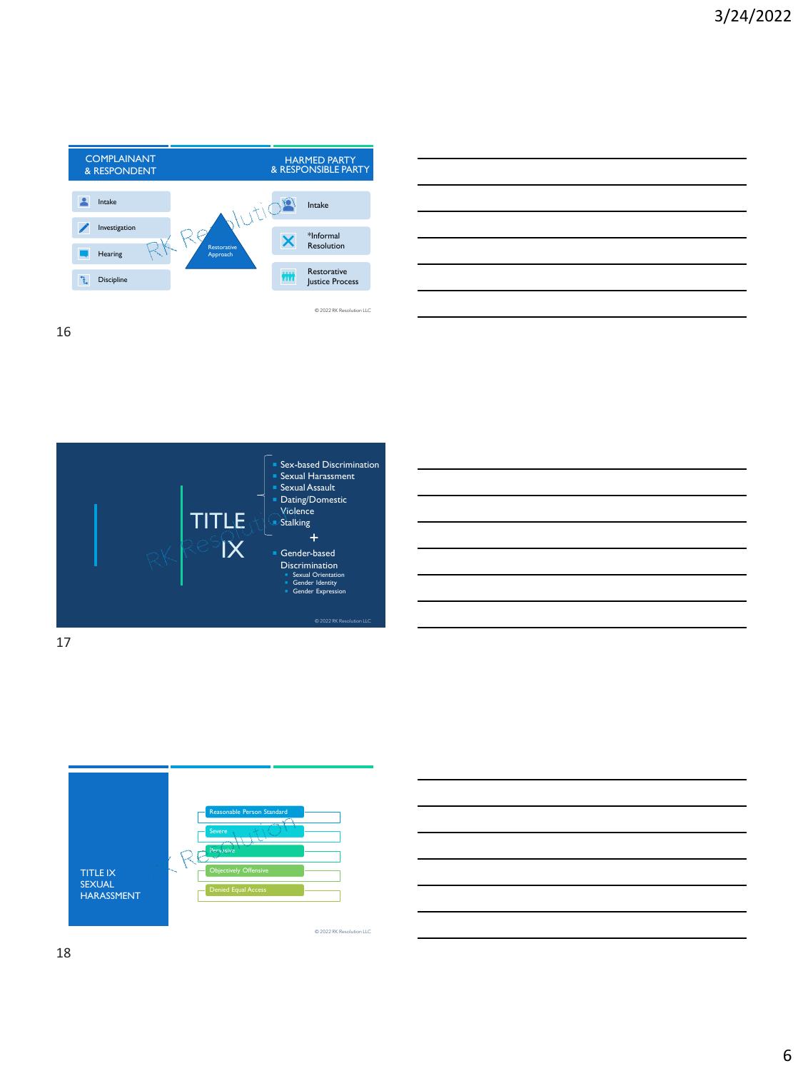## COMPLAINANT & RESPONDENT

- Intake
- Investigation
- Hearing
- Discipline

Restorative Approach

## HARMED PARTY & RESPONSIBLE PARTY

- Intake
- *Informal Resolution
- Restorative Justice Process

© 2022 RK Resolution LLC

## TITLE IX

- Sex-based Discrimination
- Sexual Harassment
- Sexual Assault
- Dating/Domestic Violence
- Stalking

+

- Gender-based Discrimination
  - Sexual Orientation
  - Gender Identity
  - Gender Expression

© 2022 RK Resolution LLC

## TITLE IX SEXUAL HARASSMENT

- Reasonable Person Standard
- Severe
- Pervasive
- Objectively Offensive
- Denied Equal Access

© 2022 RK Resolution LLC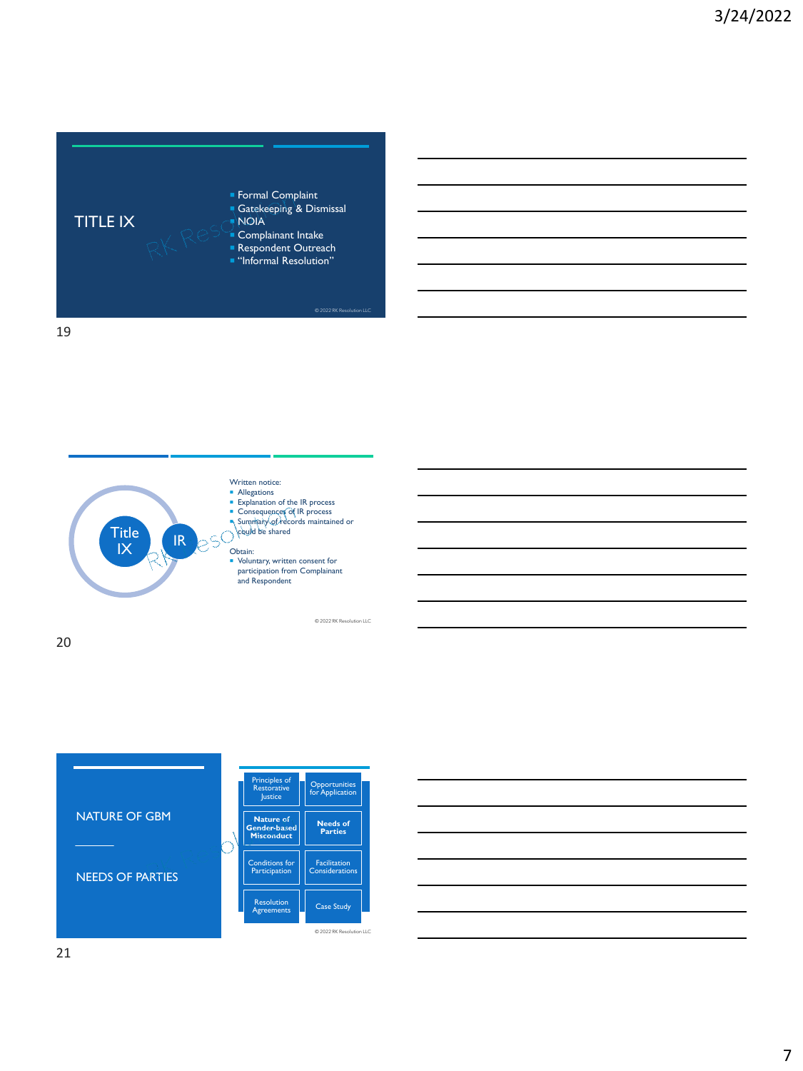## TITLE IX

- Formal Complaint
- Gatekeeping & Dismissal
- NOIA
- Complainant Intake
- Respondent Outreach
- "Informal Resolution"

© 2022 RK Resolution LLC

---

Title IX

IR

Written notice:

- Allegations
- Explanation of the IR process
- Consequences of IR process
- Summary of records maintained or could be shared

Obtain:

- Voluntary, written consent for participation from Complainant and Respondent

© 2022 RK Resolution LLC

---

## NATURE OF GBM

## NEEDS OF PARTIES

| | |
|---|---|
| Principles of Restorative Justice | Opportunities for Application |
| **Nature of Gender-based Misconduct** | **Needs of Parties** |
| Conditions for Participation | Facilitation Considerations |
| Resolution Agreements | Case Study |

© 2022 RK Resolution LLC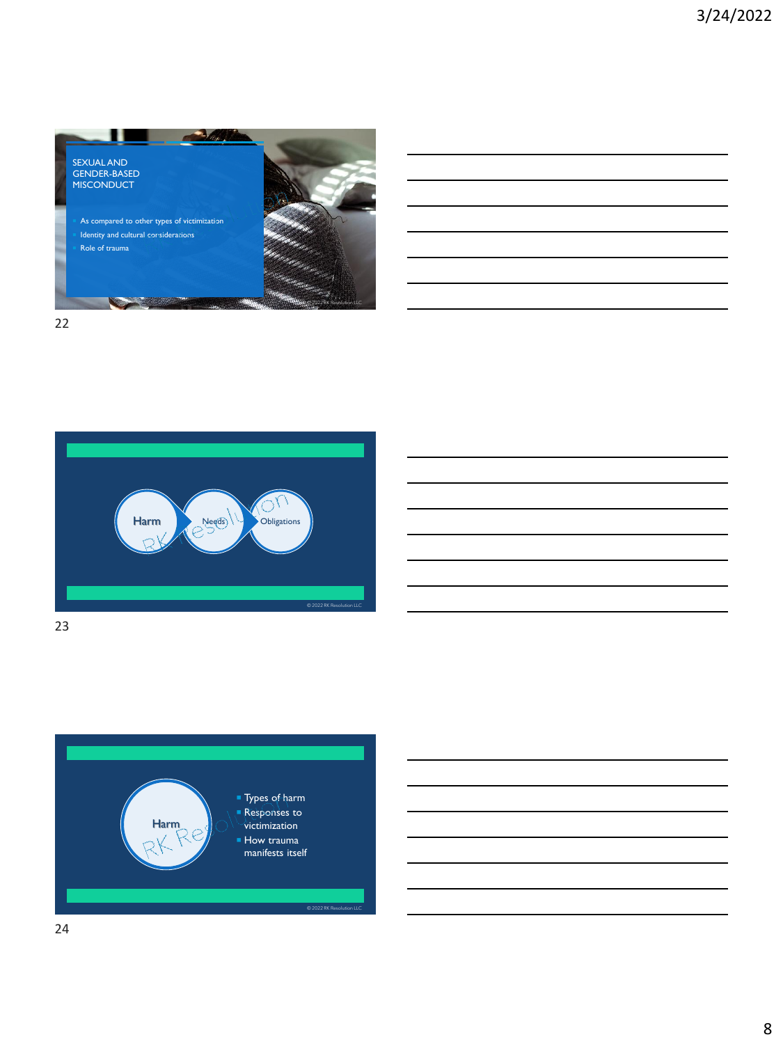## SEXUAL AND GENDER-BASED MISCONDUCT

- As compared to other types of victimization
- Identity and cultural considerations
- Role of trauma

© 2022 RK Resolution LLC

Harm → Needs → Obligations

© 2022 RK Resolution LLC

Harm

- Types of harm
- Responses to victimization
- How trauma manifests itself

© 2022 RK Resolution LLC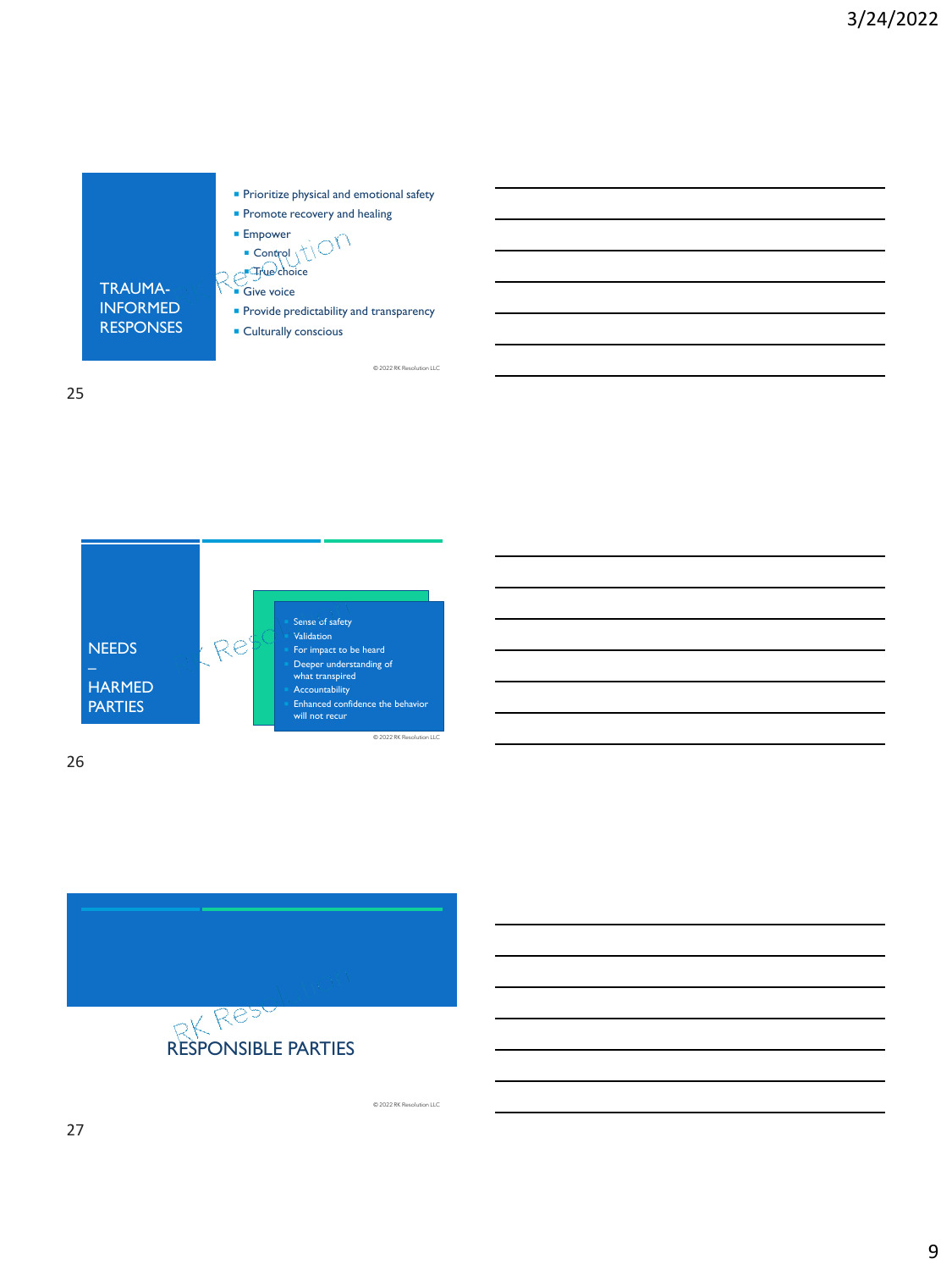## TRAUMA-INFORMED RESPONSES

- Prioritize physical and emotional safety
- Promote recovery and healing
- Empower
  - Control
  - True choice
- Give voice
- Provide predictability and transparency
- Culturally conscious

© 2022 RK Resolution LLC

## NEEDS – HARMED PARTIES

- Sense of safety
- Validation
- For impact to be heard
- Deeper understanding of what transpired
- Accountability
- Enhanced confidence the behavior will not recur

© 2022 RK Resolution LLC

## RESPONSIBLE PARTIES

© 2022 RK Resolution LLC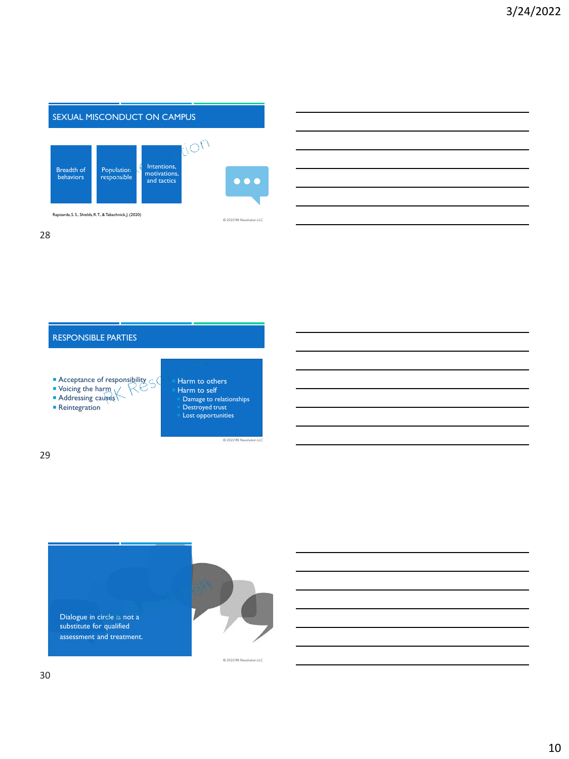## SEXUAL MISCONDUCT ON CAMPUS

- Breadth of behaviors
- Population responsible
- Intentions, motivations, and tactics

Rapisarda, S. S., Shields, R. T., & Tabachnick, J. (2020)

© 2022 RK Resolution LLC

## RESPONSIBLE PARTIES

- Acceptance of responsibility
- Voicing the harm
- Addressing causes
- Reintegration

- Harm to others
- Harm to self
  - Damage to relationships
  - Destroyed trust
  - Lost opportunities

© 2022 RK Resolution LLC

Dialogue in circle is not a substitute for qualified assessment and treatment.

© 2022 RK Resolution LLC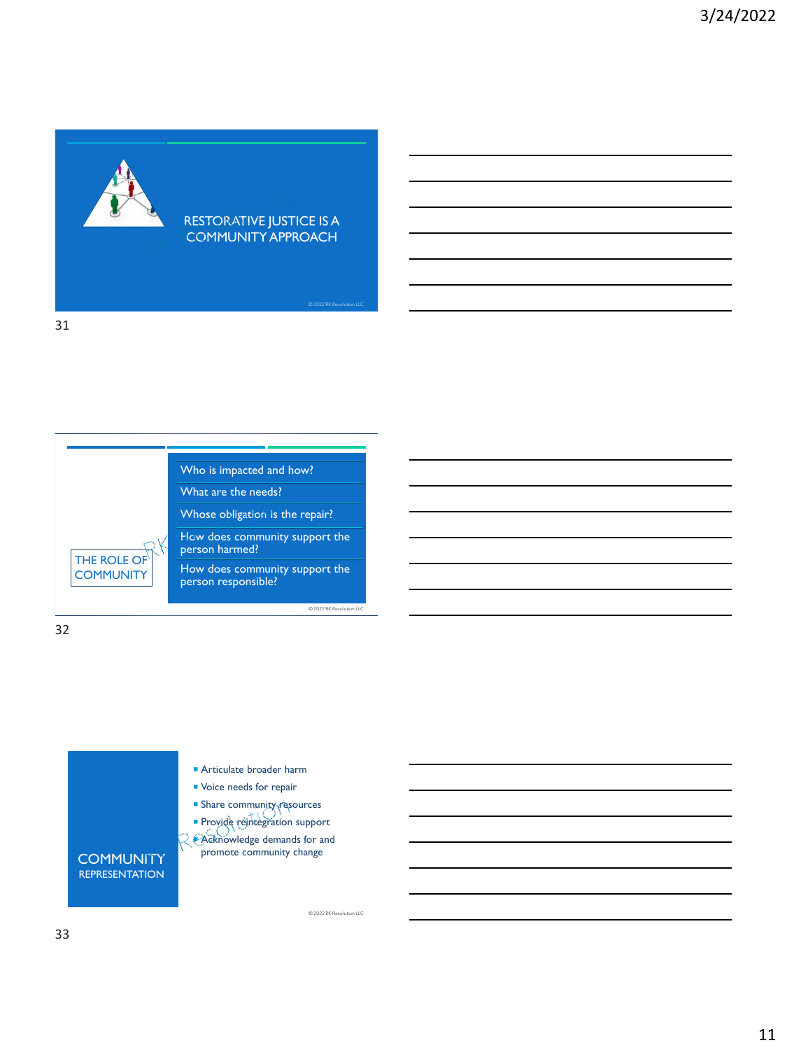## RESTORATIVE JUSTICE IS A COMMUNITY APPROACH

© 2022 RK Resolution LLC

## THE ROLE OF COMMUNITY

- Who is impacted and how?
- What are the needs?
- Whose obligation is the repair?
- How does community support the person harmed?
- How does community support the person responsible?

© 2022 RK Resolution LLC

## COMMUNITY REPRESENTATION

- Articulate broader harm
- Voice needs for repair
- Share community resources
- Provide reintegration support
- Acknowledge demands for and promote community change

© 2022 RK Resolution LLC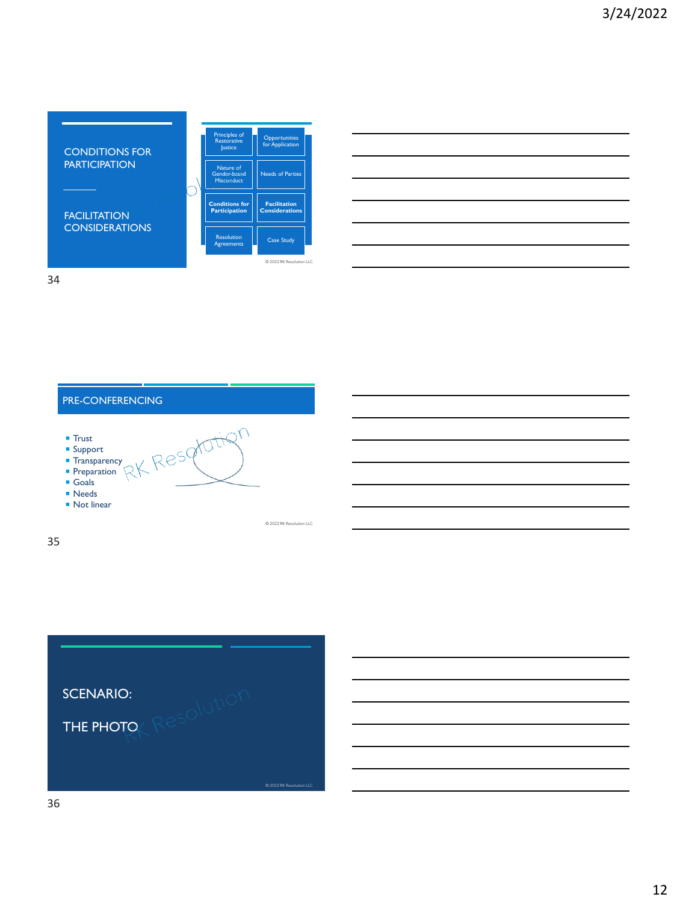## CONDITIONS FOR PARTICIPATION

## FACILITATION CONSIDERATIONS

| | |
|---|---|
| Principles of Restorative Justice | Opportunities for Application |
| Nature of Gender-based Misconduct | Needs of Parties |
| **Conditions for Participation** | **Facilitation Considerations** |
| Resolution Agreements | Case Study |

© 2022 RK Resolution LLC

34

## PRE-CONFERENCING

- Trust
- Support
- Transparency
- Preparation
- Goals
- Needs
- Not linear

© 2022 RK Resolution LLC

35

## SCENARIO:

## THE PHOTO

© 2022 RK Resolution LLC

36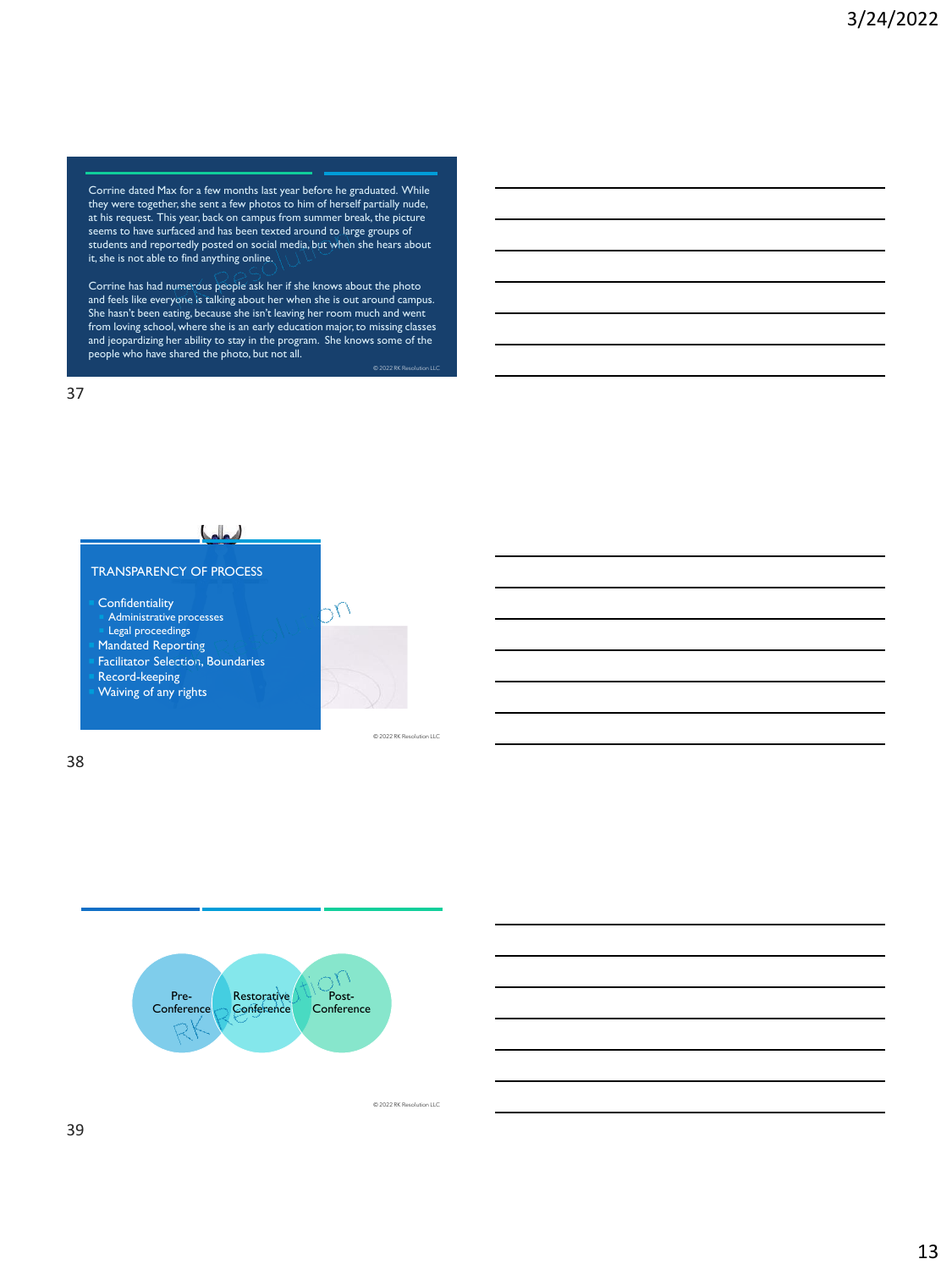Corrine dated Max for a few months last year before he graduated. While they were together, she sent a few photos to him of herself partially nude, at his request. This year, back on campus from summer break, the picture seems to have surfaced and has been texted around to large groups of students and reportedly posted on social media, but when she hears about it, she is not able to find anything online.

Corrine has had numerous people ask her if she knows about the photo and feels like everyone is talking about her when she is out around campus. She hasn't been eating, because she isn't leaving her room much and went from loving school, where she is an early education major, to missing classes and jeopardizing her ability to stay in the program. She knows some of the people who have shared the photo, but not all.

© 2022 RK Resolution LLC

## TRANSPARENCY OF PROCESS

- Confidentiality
  - Administrative processes
  - Legal proceedings
- Mandated Reporting
- Facilitator Selection, Boundaries
- Record-keeping
- Waiving of any rights

© 2022 RK Resolution LLC

Pre-Conference | Restorative Conference | Post-Conference

© 2022 RK Resolution LLC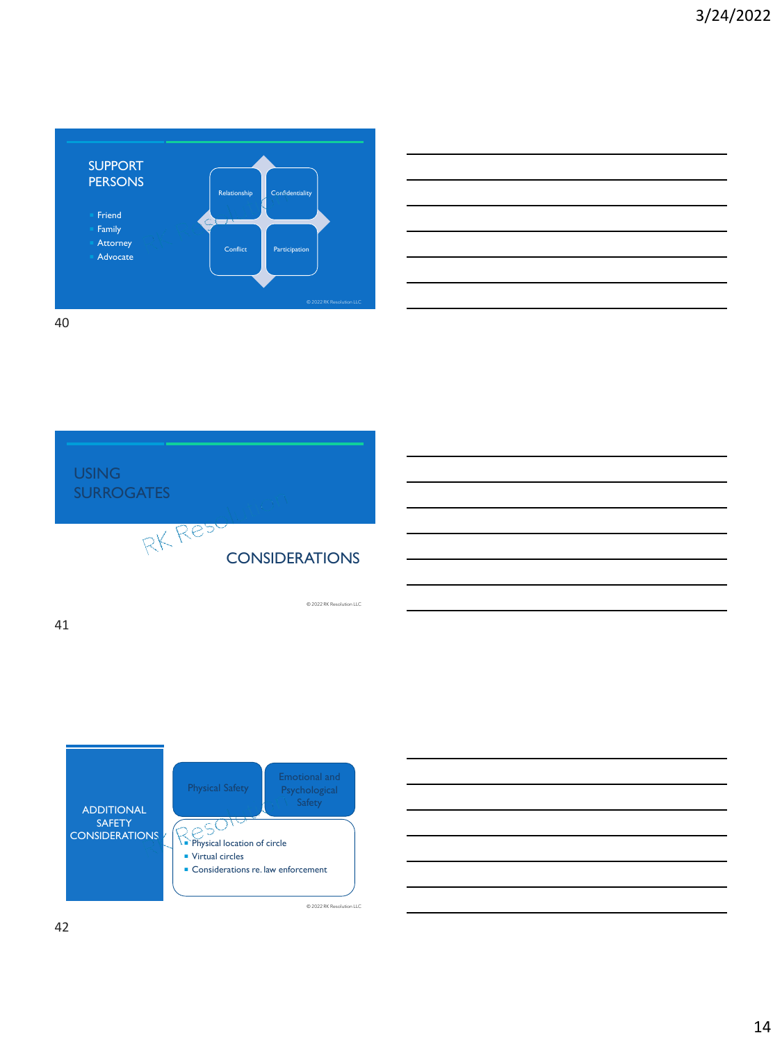## SUPPORT PERSONS

- Friend
- Family
- Attorney
- Advocate

Relationship | Confidentiality | Conflict | Participation

© 2022 RK Resolution LLC

## USING SURROGATES

CONSIDERATIONS

© 2022 RK Resolution LLC

## ADDITIONAL SAFETY CONSIDERATIONS

Physical Safety | Emotional and Psychological Safety

- Physical location of circle
- Virtual circles
- Considerations re. law enforcement

© 2022 RK Resolution LLC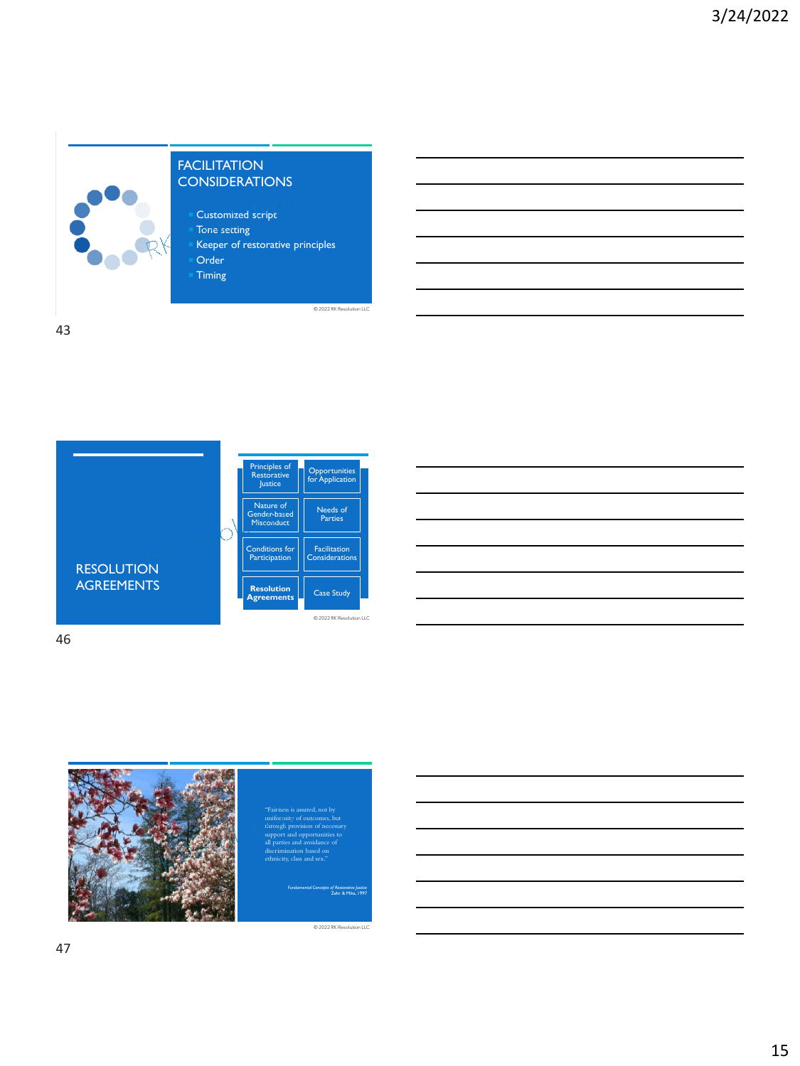## FACILITATION CONSIDERATIONS

- Customized script
- Tone setting
- Keeper of restorative principles
- Order
- Timing

© 2022 RK Resolution LLC

## RESOLUTION AGREEMENTS

| | |
|---|---|
| Principles of Restorative Justice | Opportunities for Application |
| Nature of Gender-based Misconduct | Needs of Parties |
| Conditions for Participation | Facilitation Considerations |
| **Resolution Agreements** | Case Study |

© 2022 RK Resolution LLC

"Fairness is assured, not by uniformity of outcomes, but through provision of necessary support and opportunities to all parties and avoidance of discrimination based on ethnicity, class and sex."

*Fundamental Concepts of Restorative Justice*
Zehr & Mika, 1997

© 2022 RK Resolution LLC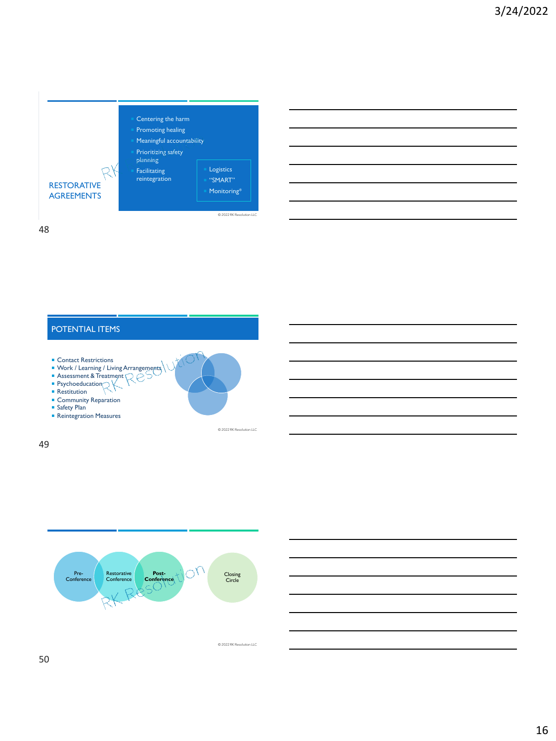## RESTORATIVE AGREEMENTS

- Centering the harm
- Promoting healing
- Meaningful accountability
- Prioritizing safety planning
- Facilitating reintegration

- Logistics
- "SMART"
- Monitoring*

© 2022 RK Resolution LLC

## POTENTIAL ITEMS

- Contact Restrictions
- Work / Learning / Living Arrangements
- Assessment & Treatment
- Psychoeducation
- Restitution
- Community Reparation
- Safety Plan
- Reintegration Measures

© 2022 RK Resolution LLC

Pre-Conference → Restorative Conference → **Post-Conference** → Closing Circle

© 2022 RK Resolution LLC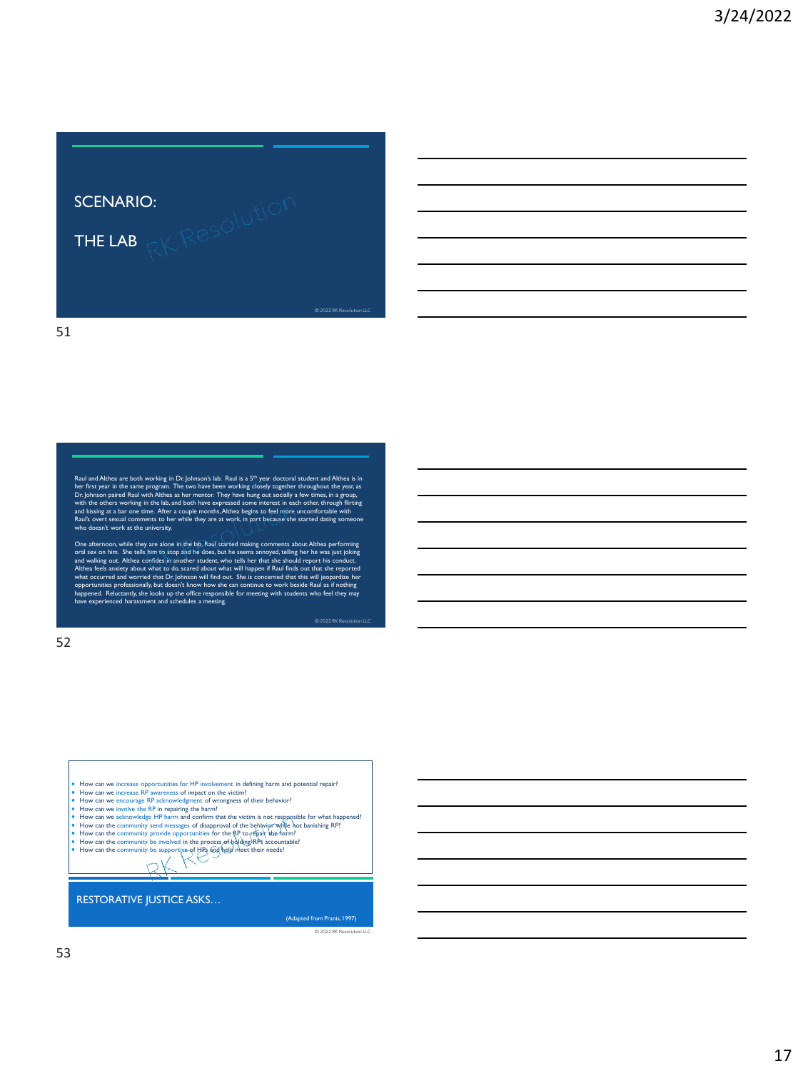## SCENARIO:

## THE LAB

© 2022 RK Resolution LLC

Raul and Althea are both working in Dr. Johnson's lab. Raul is a 5th year doctoral student and Althea is in her first year in the same program. The two have been working closely together throughout the year, as Dr. Johnson paired Raul with Althea as her mentor. They have hung out socially a few times, in a group, with the others working in the lab, and both have expressed some interest in each other, through flirting and kissing at a bar one time. After a couple months, Althea begins to feel more uncomfortable with Raul's overt sexual comments to her while they are at work, in part because she started dating someone who doesn't work at the university.

One afternoon, while they are alone in the lab, Raul started making comments about Althea performing oral sex on him. She tells him to stop and he does, but he seems annoyed, telling her he was just joking and walking out. Althea confides in another student, who tells her that she should report his conduct. Althea feels anxiety about what to do, scared about what will happen if Raul finds out that she reported what occurred and worried that Dr. Johnson will find out. She is concerned that this will jeopardize her opportunities professionally, but doesn't know how she can continue to work beside Raul as if nothing happened. Reluctantly, she looks up the office responsible for meeting with students who feel they may have experienced harassment and schedules a meeting.

© 2022 RK Resolution LLC

- How can we increase opportunities for HP involvement in defining harm and potential repair?
- How can we increase RP awareness of impact on the victim?
- How can we encourage RP acknowledgment of wrongness of their behavior?
- How can we involve the RP in repairing the harm?
- How can we acknowledge HP harm and confirm that the victim is not responsible for what happened?
- How can the community send messages of disapproval of the behavior while not banishing RP?
- How can the community provide opportunities for the RP to repair the harm?
- How can the community be involved in the process of holding RPs accountable?
- How can the community be supportive of HPs and help meet their needs?

## RESTORATIVE JUSTICE ASKS…

(Adapted from Pranis, 1997)

© 2022 RK Resolution LLC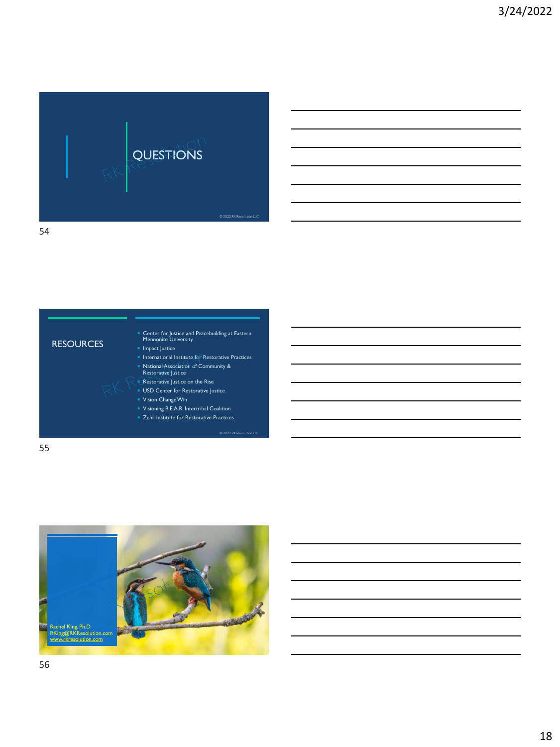# QUESTIONS

© 2022 RK Resolution LLC

# RESOURCES

- Center for Justice and Peacebuilding at Eastern Mennonite University
- Impact Justice
- International Institute for Restorative Practices
- National Association of Community & Restorative Justice
- Restorative Justice on the Rise
- USD Center for Restorative Justice
- Vision Change Win
- Visioning B.E.A.R. Intertribal Coalition
- Zehr Institute for Restorative Practices

© 2022 RK Resolution LLC

Rachel King, Ph.D.
RKing@RKResolution.com
www.rkresolution.com